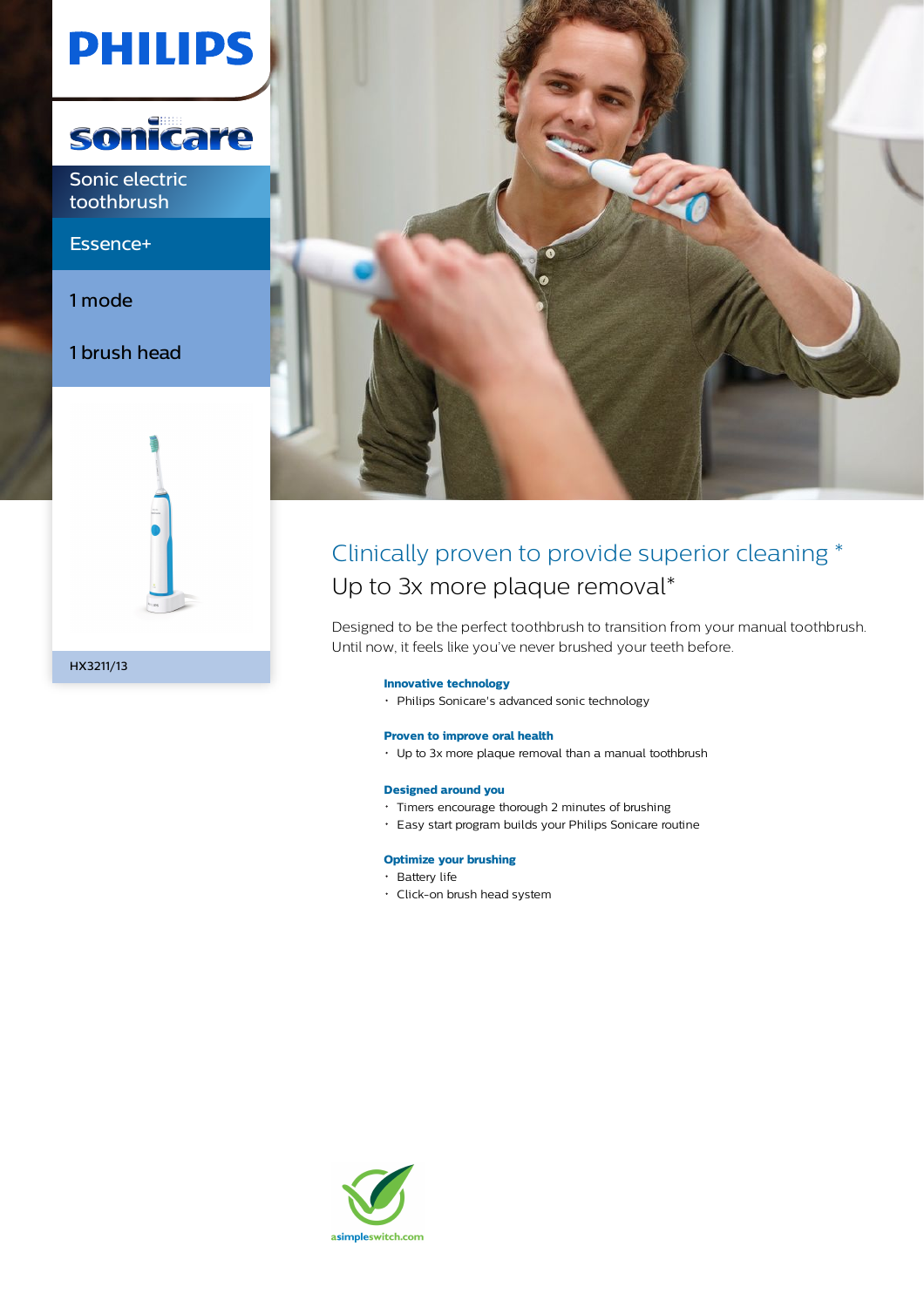PHILIPS

sonicare

Sonic electric toothbrush

Essence+

1 mode

1 brush head

HX3211/13

# Clinically proven to provide superior cleaning *

## Up to 3x more plaque removal*

Designed to be the perfect toothbrush to transition from your manual toothbrush. Until now, it feels like you've never brushed your teeth before.

**Innovative technology**

- Philips Sonicare's advanced sonic technology

**Proven to improve oral health**

- Up to 3x more plaque removal than a manual toothbrush

**Designed around you**

- Timers encourage thorough 2 minutes of brushing
- Easy start program builds your Philips Sonicare routine

**Optimize your brushing**

- Battery life
- Click-on brush head system

asimpleswitch.com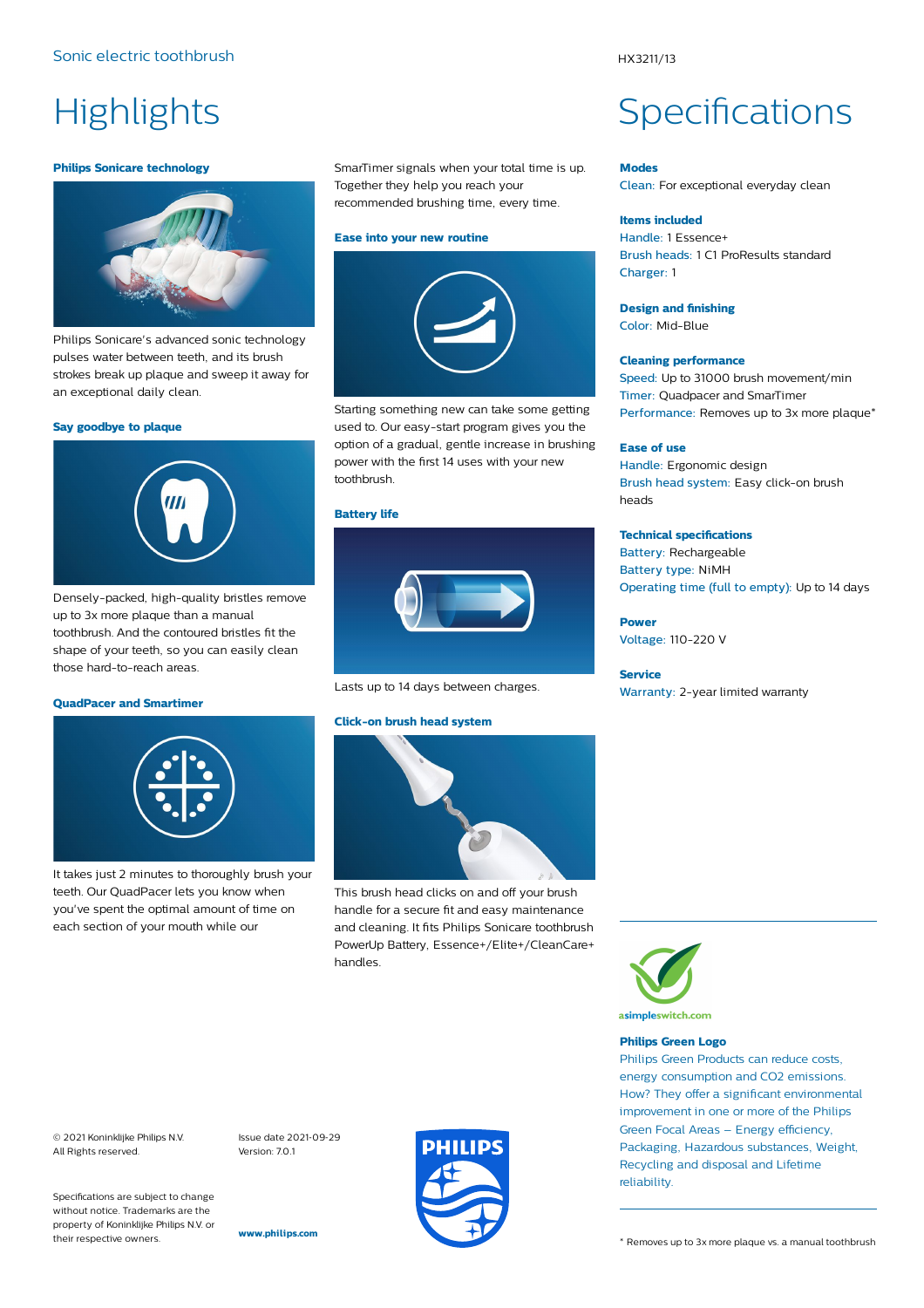Sonic electric toothbrush

HX3211/13

# Highlights

### Philips Sonicare technology

Philips Sonicare's advanced sonic technology pulses water between teeth, and its brush strokes break up plaque and sweep it away for an exceptional daily clean.

### Say goodbye to plaque

Densely-packed, high-quality bristles remove up to 3x more plaque than a manual toothbrush. And the contoured bristles fit the shape of your teeth, so you can easily clean those hard-to-reach areas.

### QuadPacer and Smartimer

It takes just 2 minutes to thoroughly brush your teeth. Our QuadPacer lets you know when you've spent the optimal amount of time on each section of your mouth while our SmarTimer signals when your total time is up. Together they help you reach your recommended brushing time, every time.

### Ease into your new routine

Starting something new can take some getting used to. Our easy-start program gives you the option of a gradual, gentle increase in brushing power with the first 14 uses with your new toothbrush.

### Battery life

Lasts up to 14 days between charges.

### Click-on brush head system

This brush head clicks on and off your brush handle for a secure fit and easy maintenance and cleaning. It fits Philips Sonicare toothbrush PowerUp Battery, Essence+/Elite+/CleanCare+ handles.

# Specifications

### Modes

- Clean: For exceptional everyday clean

### Items included

- Handle: 1 Essence+
- Brush heads: 1 C1 ProResults standard
- Charger: 1

### Design and finishing

- Color: Mid-Blue

### Cleaning performance

- Speed: Up to 31000 brush movement/min
- Timer: Quadpacer and SmarTimer
- Performance: Removes up to 3x more plaque*

### Ease of use

- Handle: Ergonomic design
- Brush head system: Easy click-on brush heads

### Technical specifications

- Battery: Rechargeable
- Battery type: NiMH
- Operating time (full to empty): Up to 14 days

### Power

- Voltage: 110-220 V

### Service

- Warranty: 2-year limited warranty

asimpleswitch.com

### Philips Green Logo

Philips Green Products can reduce costs, energy consumption and CO2 emissions. How? They offer a significant environmental improvement in one or more of the Philips Green Focal Areas – Energy efficiency, Packaging, Hazardous substances, Weight, Recycling and disposal and Lifetime reliability.

\* Removes up to 3x more plaque vs. a manual toothbrush

© 2021 Koninklijke Philips N.V.
All Rights reserved.

Specifications are subject to change without notice. Trademarks are the property of Koninklijke Philips N.V. or their respective owners.

Issue date 2021-09-29
Version: 7.0.1

www.philips.com

PHILIPS